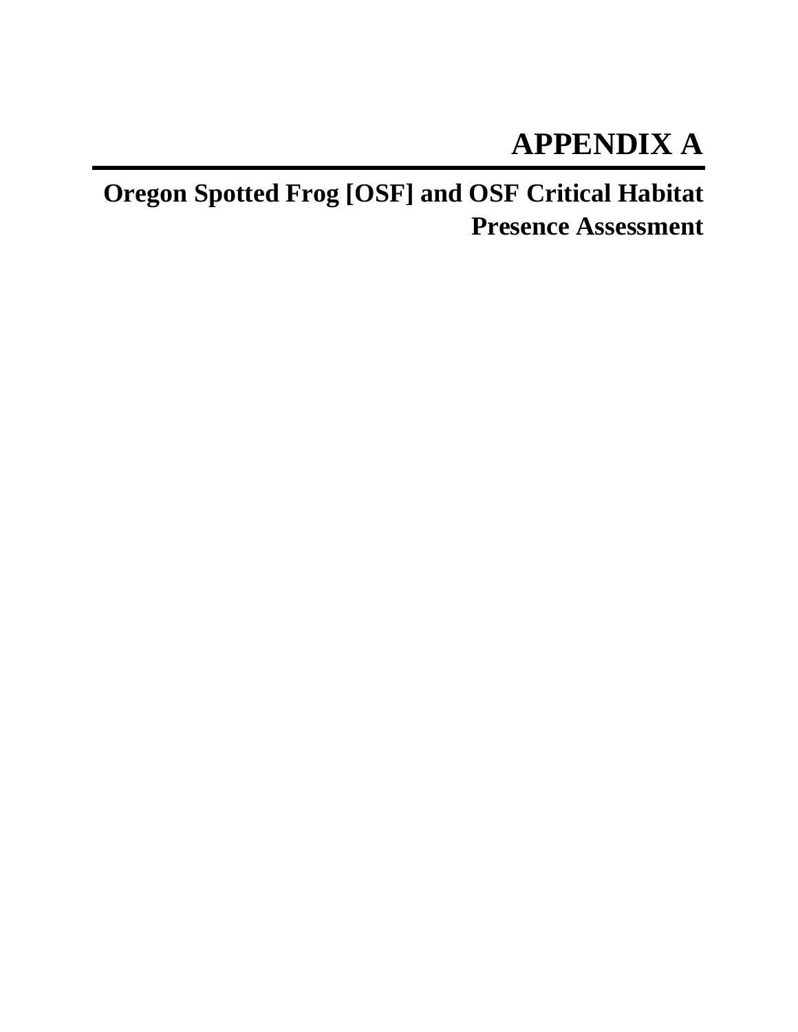# APPENDIX A

## Oregon Spotted Frog [OSF] and OSF Critical Habitat Presence Assessment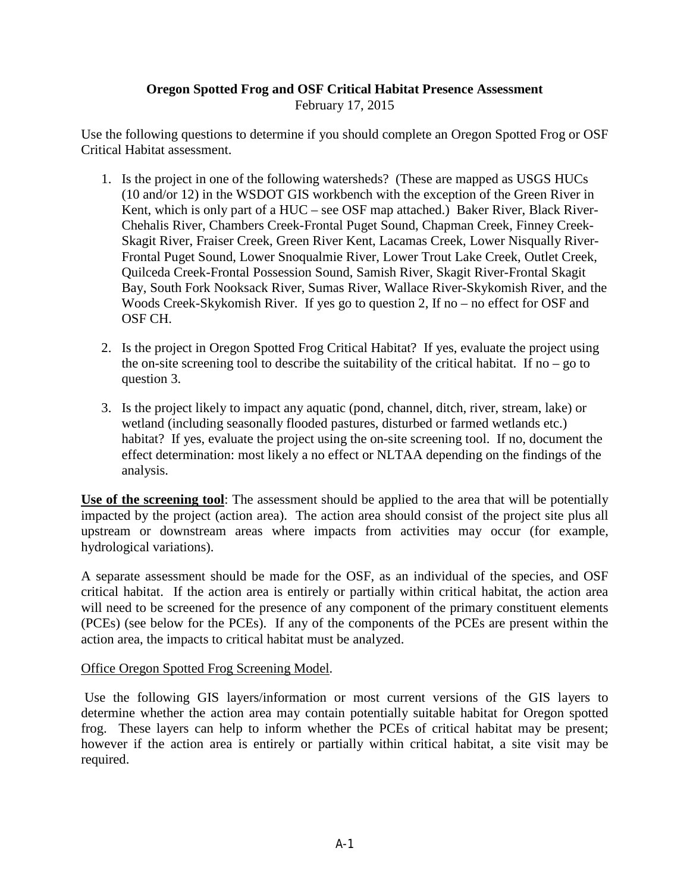**Oregon Spotted Frog and OSF Critical Habitat Presence Assessment**

February 17, 2015

Use the following questions to determine if you should complete an Oregon Spotted Frog or OSF Critical Habitat assessment.

1. Is the project in one of the following watersheds? (These are mapped as USGS HUCs (10 and/or 12) in the WSDOT GIS workbench with the exception of the Green River in Kent, which is only part of a HUC – see OSF map attached.) Baker River, Black River-Chehalis River, Chambers Creek-Frontal Puget Sound, Chapman Creek, Finney Creek-Skagit River, Fraiser Creek, Green River Kent, Lacamas Creek, Lower Nisqually River-Frontal Puget Sound, Lower Snoqualmie River, Lower Trout Lake Creek, Outlet Creek, Quilceda Creek-Frontal Possession Sound, Samish River, Skagit River-Frontal Skagit Bay, South Fork Nooksack River, Sumas River, Wallace River-Skykomish River, and the Woods Creek-Skykomish River. If yes go to question 2, If no – no effect for OSF and OSF CH.

2. Is the project in Oregon Spotted Frog Critical Habitat? If yes, evaluate the project using the on-site screening tool to describe the suitability of the critical habitat. If no – go to question 3.

3. Is the project likely to impact any aquatic (pond, channel, ditch, river, stream, lake) or wetland (including seasonally flooded pastures, disturbed or farmed wetlands etc.) habitat? If yes, evaluate the project using the on-site screening tool. If no, document the effect determination: most likely a no effect or NLTAA depending on the findings of the analysis.

**Use of the screening tool**: The assessment should be applied to the area that will be potentially impacted by the project (action area). The action area should consist of the project site plus all upstream or downstream areas where impacts from activities may occur (for example, hydrological variations).

A separate assessment should be made for the OSF, as an individual of the species, and OSF critical habitat. If the action area is entirely or partially within critical habitat, the action area will need to be screened for the presence of any component of the primary constituent elements (PCEs) (see below for the PCEs). If any of the components of the PCEs are present within the action area, the impacts to critical habitat must be analyzed.

Office Oregon Spotted Frog Screening Model.

Use the following GIS layers/information or most current versions of the GIS layers to determine whether the action area may contain potentially suitable habitat for Oregon spotted frog. These layers can help to inform whether the PCEs of critical habitat may be present; however if the action area is entirely or partially within critical habitat, a site visit may be required.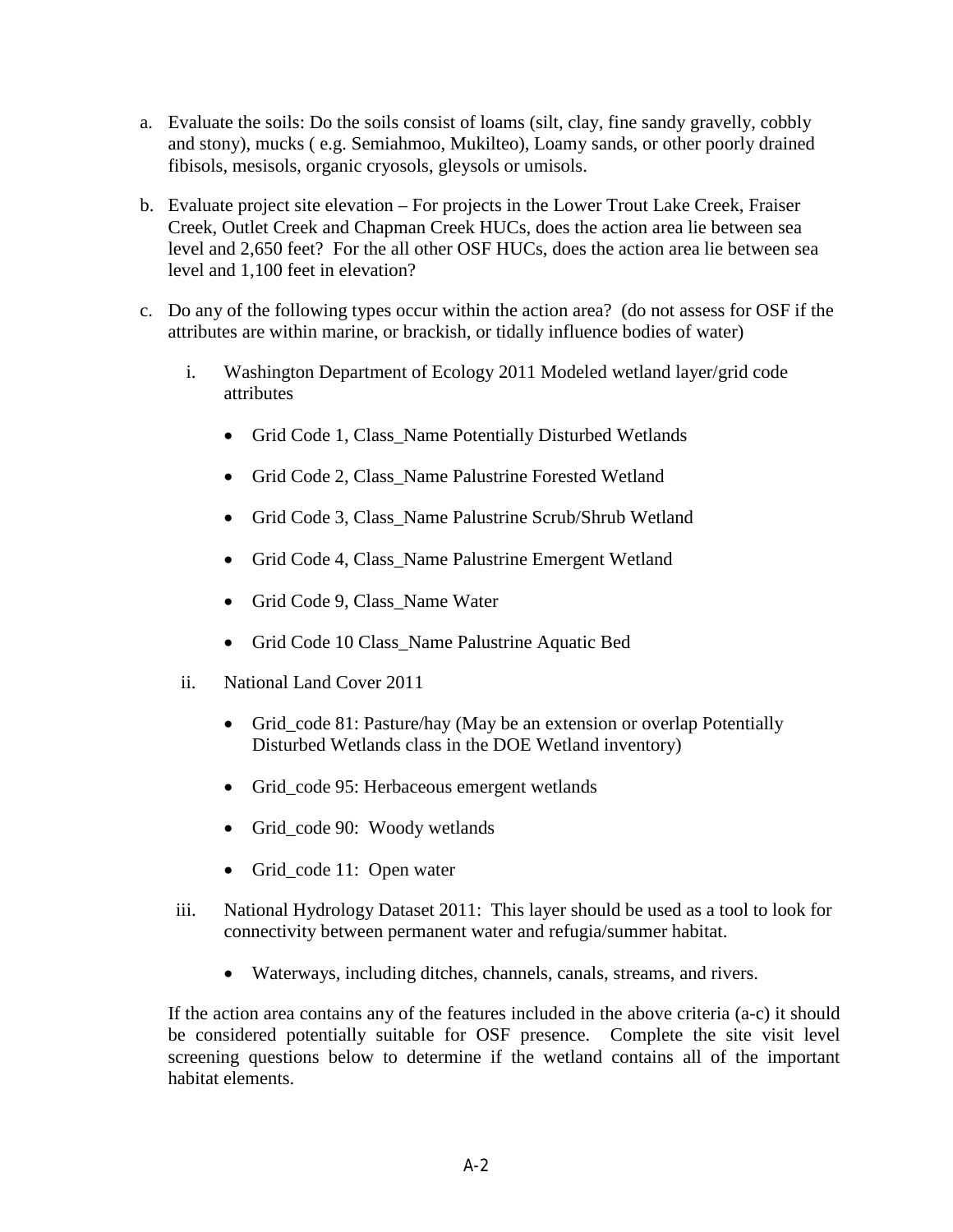a. Evaluate the soils: Do the soils consist of loams (silt, clay, fine sandy gravelly, cobbly and stony), mucks ( e.g. Semiahmoo, Mukilteo), Loamy sands, or other poorly drained fibisols, mesisols, organic cryosols, gleysols or umisols.

b. Evaluate project site elevation – For projects in the Lower Trout Lake Creek, Fraiser Creek, Outlet Creek and Chapman Creek HUCs, does the action area lie between sea level and 2,650 feet? For the all other OSF HUCs, does the action area lie between sea level and 1,100 feet in elevation?

c. Do any of the following types occur within the action area? (do not assess for OSF if the attributes are within marine, or brackish, or tidally influence bodies of water)

   i. Washington Department of Ecology 2011 Modeled wetland layer/grid code attributes

      - Grid Code 1, Class_Name Potentially Disturbed Wetlands
      - Grid Code 2, Class_Name Palustrine Forested Wetland
      - Grid Code 3, Class_Name Palustrine Scrub/Shrub Wetland
      - Grid Code 4, Class_Name Palustrine Emergent Wetland
      - Grid Code 9, Class_Name Water
      - Grid Code 10 Class_Name Palustrine Aquatic Bed

   ii. National Land Cover 2011

      - Grid_code 81: Pasture/hay (May be an extension or overlap Potentially Disturbed Wetlands class in the DOE Wetland inventory)
      - Grid_code 95: Herbaceous emergent wetlands
      - Grid_code 90: Woody wetlands
      - Grid_code 11: Open water

   iii. National Hydrology Dataset 2011: This layer should be used as a tool to look for connectivity between permanent water and refugia/summer habitat.

      - Waterways, including ditches, channels, canals, streams, and rivers.

If the action area contains any of the features included in the above criteria (a-c) it should be considered potentially suitable for OSF presence. Complete the site visit level screening questions below to determine if the wetland contains all of the important habitat elements.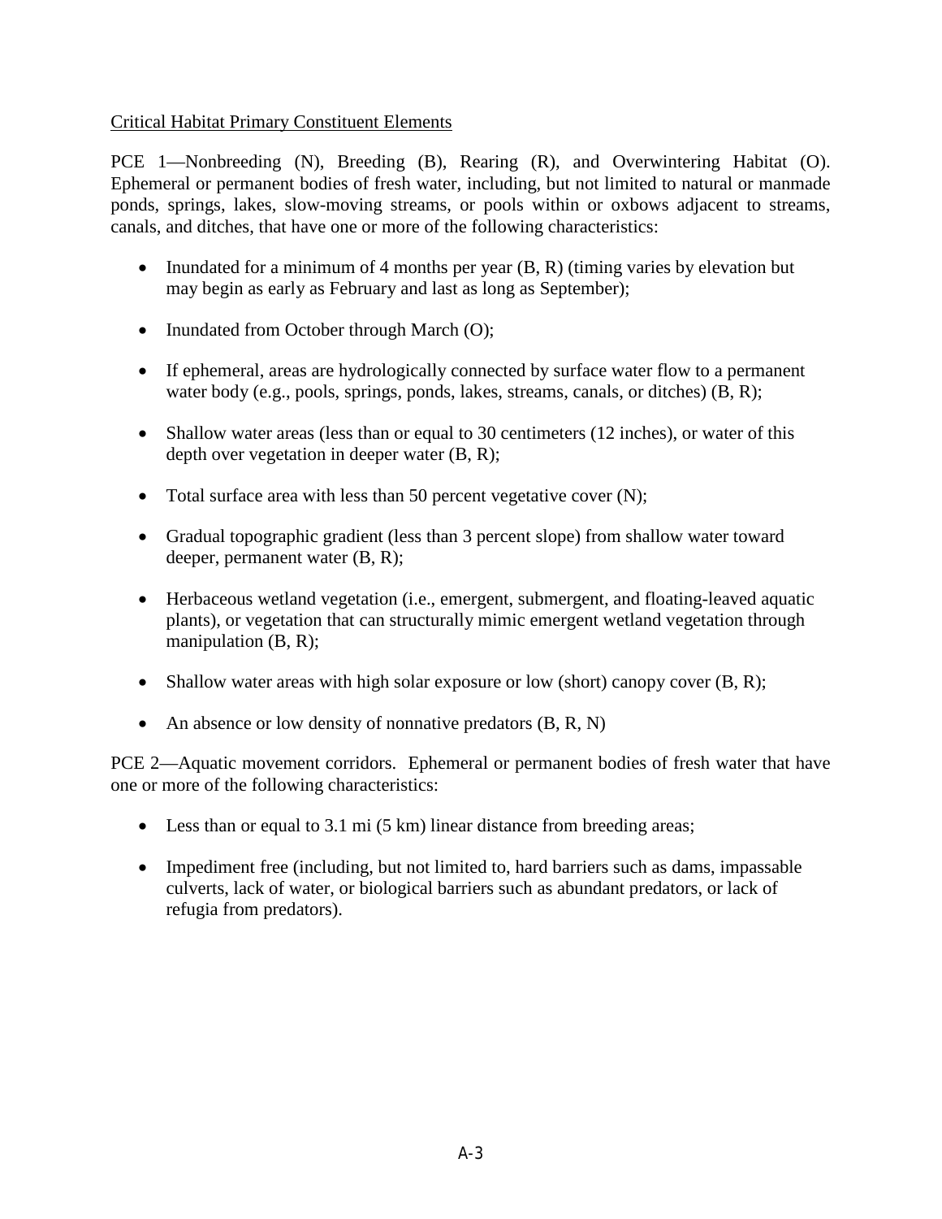Critical Habitat Primary Constituent Elements

PCE 1—Nonbreeding (N), Breeding (B), Rearing (R), and Overwintering Habitat (O). Ephemeral or permanent bodies of fresh water, including, but not limited to natural or manmade ponds, springs, lakes, slow-moving streams, or pools within or oxbows adjacent to streams, canals, and ditches, that have one or more of the following characteristics:

- Inundated for a minimum of 4 months per year (B, R) (timing varies by elevation but may begin as early as February and last as long as September);
- Inundated from October through March (O);
- If ephemeral, areas are hydrologically connected by surface water flow to a permanent water body (e.g., pools, springs, ponds, lakes, streams, canals, or ditches) (B, R);
- Shallow water areas (less than or equal to 30 centimeters (12 inches), or water of this depth over vegetation in deeper water (B, R);
- Total surface area with less than 50 percent vegetative cover (N);
- Gradual topographic gradient (less than 3 percent slope) from shallow water toward deeper, permanent water (B, R);
- Herbaceous wetland vegetation (i.e., emergent, submergent, and floating-leaved aquatic plants), or vegetation that can structurally mimic emergent wetland vegetation through manipulation (B, R);
- Shallow water areas with high solar exposure or low (short) canopy cover (B, R);
- An absence or low density of nonnative predators (B, R, N)

PCE 2—Aquatic movement corridors. Ephemeral or permanent bodies of fresh water that have one or more of the following characteristics:

- Less than or equal to 3.1 mi (5 km) linear distance from breeding areas;
- Impediment free (including, but not limited to, hard barriers such as dams, impassable culverts, lack of water, or biological barriers such as abundant predators, or lack of refugia from predators).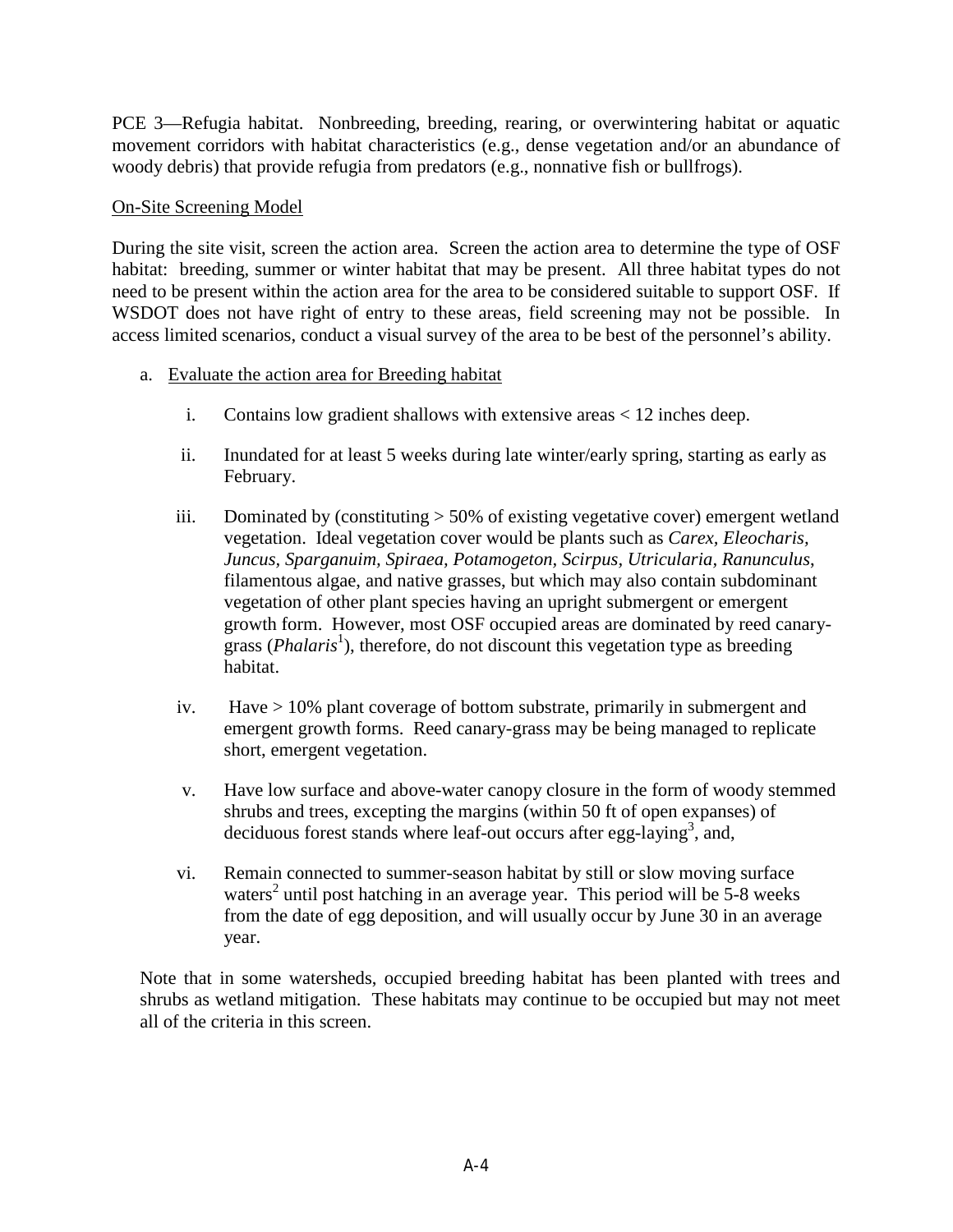PCE 3—Refugia habitat. Nonbreeding, breeding, rearing, or overwintering habitat or aquatic movement corridors with habitat characteristics (e.g., dense vegetation and/or an abundance of woody debris) that provide refugia from predators (e.g., nonnative fish or bullfrogs).

On-Site Screening Model

During the site visit, screen the action area. Screen the action area to determine the type of OSF habitat: breeding, summer or winter habitat that may be present. All three habitat types do not need to be present within the action area for the area to be considered suitable to support OSF. If WSDOT does not have right of entry to these areas, field screening may not be possible. In access limited scenarios, conduct a visual survey of the area to be best of the personnel's ability.

a. Evaluate the action area for Breeding habitat

   i. Contains low gradient shallows with extensive areas < 12 inches deep.

   ii. Inundated for at least 5 weeks during late winter/early spring, starting as early as February.

   iii. Dominated by (constituting > 50% of existing vegetative cover) emergent wetland vegetation. Ideal vegetation cover would be plants such as *Carex, Eleocharis, Juncus, Sparganuim, Spiraea, Potamogeton, Scirpus, Utricularia, Ranunculus*, filamentous algae, and native grasses, but which may also contain subdominant vegetation of other plant species having an upright submergent or emergent growth form. However, most OSF occupied areas are dominated by reed canary-grass (*Phalaris*[1]), therefore, do not discount this vegetation type as breeding habitat.

   iv. Have > 10% plant coverage of bottom substrate, primarily in submergent and emergent growth forms. Reed canary-grass may be being managed to replicate short, emergent vegetation.

   v. Have low surface and above-water canopy closure in the form of woody stemmed shrubs and trees, excepting the margins (within 50 ft of open expanses) of deciduous forest stands where leaf-out occurs after egg-laying[3], and,

   vi. Remain connected to summer-season habitat by still or slow moving surface waters[2] until post hatching in an average year. This period will be 5-8 weeks from the date of egg deposition, and will usually occur by June 30 in an average year.

Note that in some watersheds, occupied breeding habitat has been planted with trees and shrubs as wetland mitigation. These habitats may continue to be occupied but may not meet all of the criteria in this screen.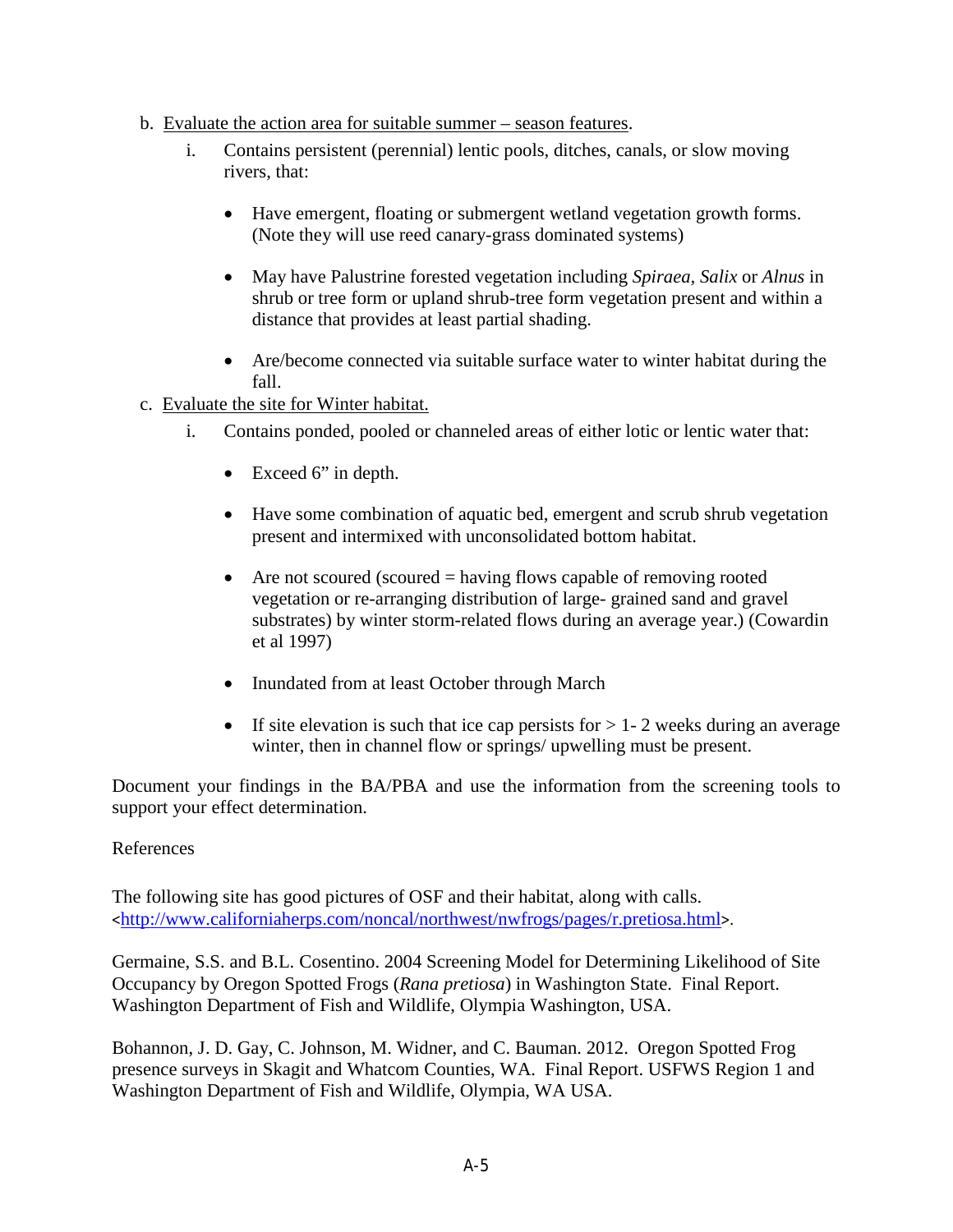b. Evaluate the action area for suitable summer – season features.

   i. Contains persistent (perennial) lentic pools, ditches, canals, or slow moving rivers, that:

      - Have emergent, floating or submergent wetland vegetation growth forms. (Note they will use reed canary-grass dominated systems)

      - May have Palustrine forested vegetation including *Spiraea*, *Salix* or *Alnus* in shrub or tree form or upland shrub-tree form vegetation present and within a distance that provides at least partial shading.

      - Are/become connected via suitable surface water to winter habitat during the fall.

c. Evaluate the site for Winter habitat.

   i. Contains ponded, pooled or channeled areas of either lotic or lentic water that:

      - Exceed 6” in depth.

      - Have some combination of aquatic bed, emergent and scrub shrub vegetation present and intermixed with unconsolidated bottom habitat.

      - Are not scoured (scoured = having flows capable of removing rooted vegetation or re-arranging distribution of large- grained sand and gravel substrates) by winter storm-related flows during an average year.) (Cowardin et al 1997)

      - Inundated from at least October through March

      - If site elevation is such that ice cap persists for > 1- 2 weeks during an average winter, then in channel flow or springs/ upwelling must be present.

Document your findings in the BA/PBA and use the information from the screening tools to support your effect determination.

References

The following site has good pictures of OSF and their habitat, along with calls. <http://www.californiaherps.com/noncal/northwest/nwfrogs/pages/r.pretiosa.html>.

Germaine, S.S. and B.L. Cosentino. 2004 Screening Model for Determining Likelihood of Site Occupancy by Oregon Spotted Frogs (*Rana pretiosa*) in Washington State. Final Report. Washington Department of Fish and Wildlife, Olympia Washington, USA.

Bohannon, J. D. Gay, C. Johnson, M. Widner, and C. Bauman. 2012. Oregon Spotted Frog presence surveys in Skagit and Whatcom Counties, WA. Final Report. USFWS Region 1 and Washington Department of Fish and Wildlife, Olympia, WA USA.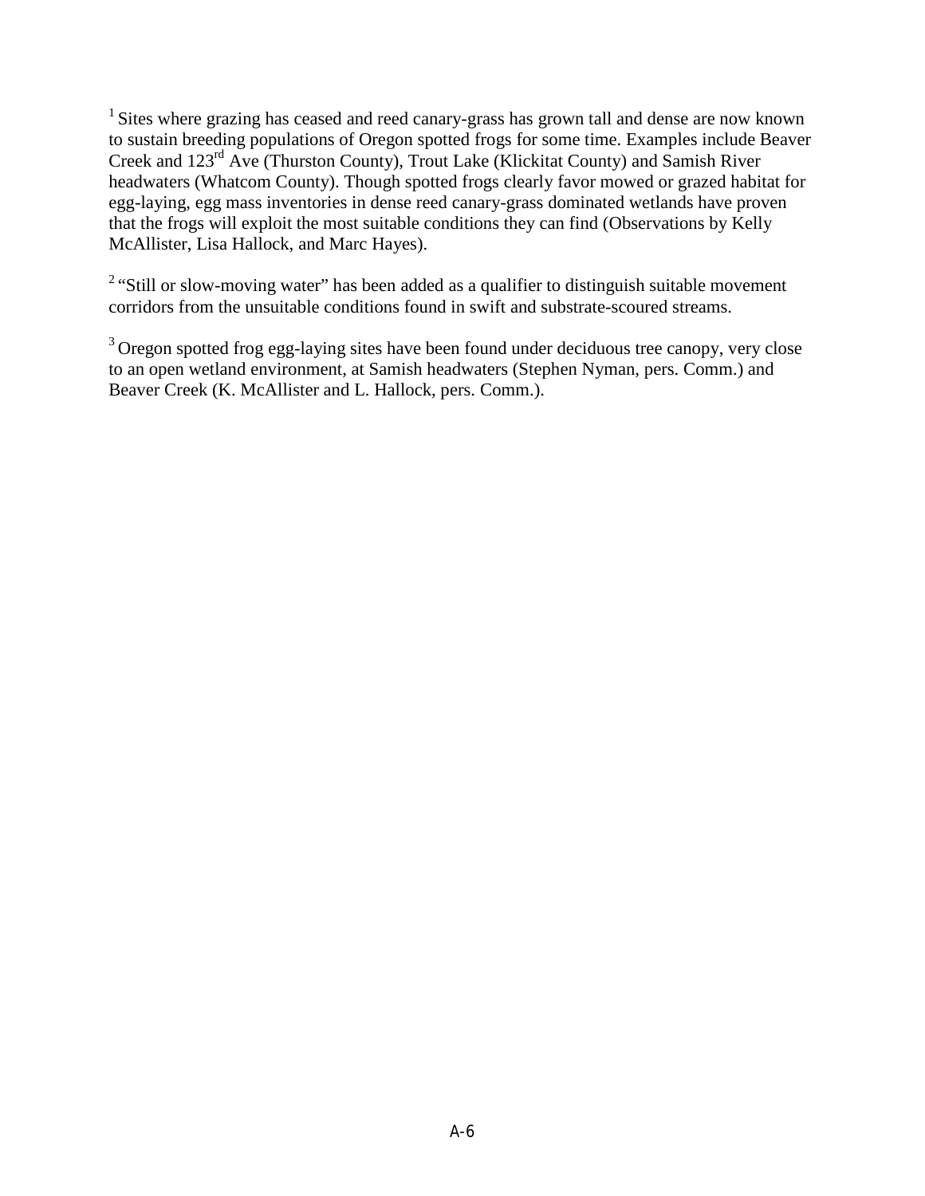[1] Sites where grazing has ceased and reed canary-grass has grown tall and dense are now known to sustain breeding populations of Oregon spotted frogs for some time. Examples include Beaver Creek and 123rd Ave (Thurston County), Trout Lake (Klickitat County) and Samish River headwaters (Whatcom County). Though spotted frogs clearly favor mowed or grazed habitat for egg-laying, egg mass inventories in dense reed canary-grass dominated wetlands have proven that the frogs will exploit the most suitable conditions they can find (Observations by Kelly McAllister, Lisa Hallock, and Marc Hayes).

[2] "Still or slow-moving water" has been added as a qualifier to distinguish suitable movement corridors from the unsuitable conditions found in swift and substrate-scoured streams.

[3] Oregon spotted frog egg-laying sites have been found under deciduous tree canopy, very close to an open wetland environment, at Samish headwaters (Stephen Nyman, pers. Comm.) and Beaver Creek (K. McAllister and L. Hallock, pers. Comm.).